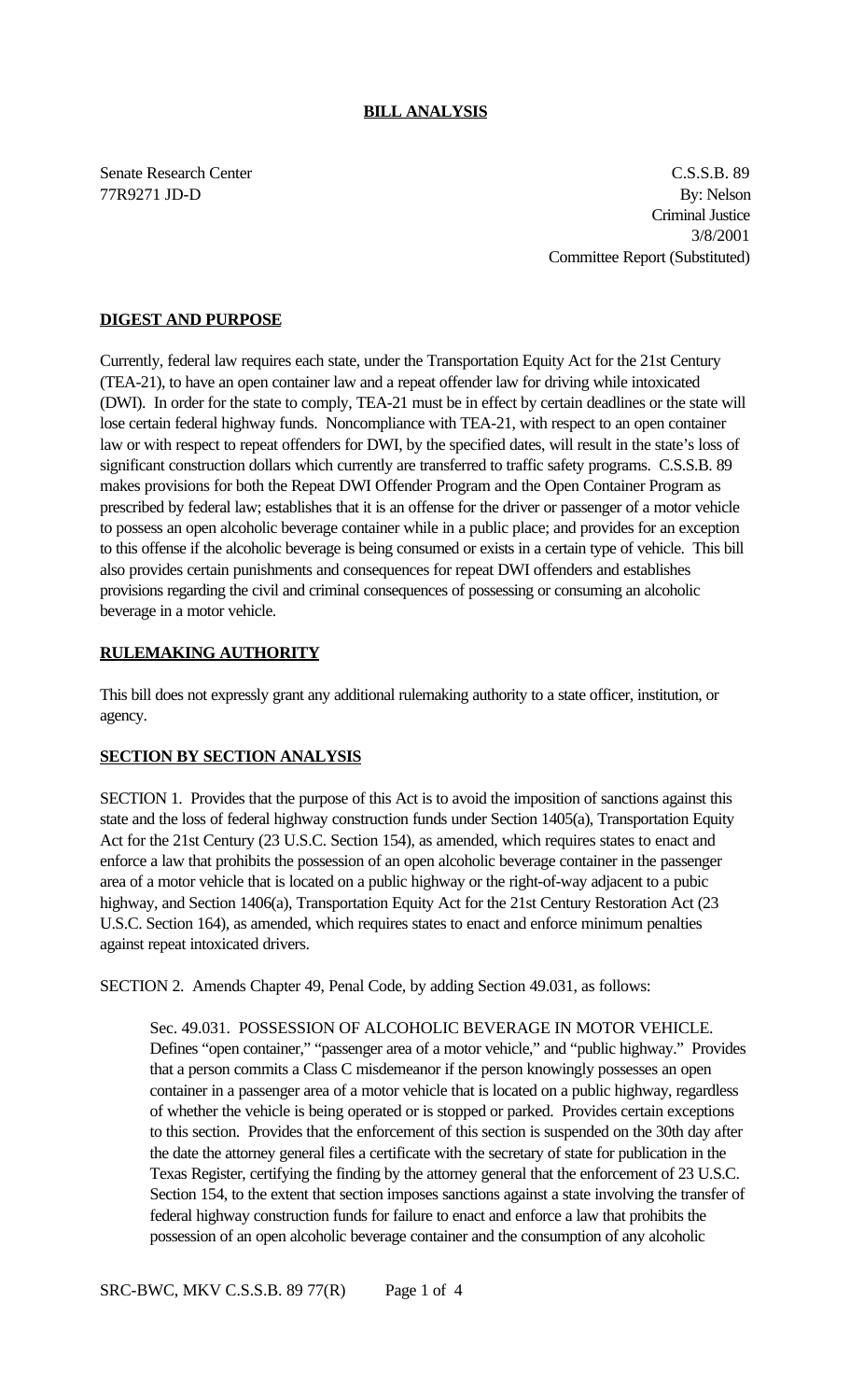# BILL ANALYSIS

Senate Research Center
77R9271 JD-D

C.S.S.B. 89
By: Nelson
Criminal Justice
3/8/2001
Committee Report (Substituted)

## DIGEST AND PURPOSE

Currently, federal law requires each state, under the Transportation Equity Act for the 21st Century (TEA-21), to have an open container law and a repeat offender law for driving while intoxicated (DWI). In order for the state to comply, TEA-21 must be in effect by certain deadlines or the state will lose certain federal highway funds. Noncompliance with TEA-21, with respect to an open container law or with respect to repeat offenders for DWI, by the specified dates, will result in the state's loss of significant construction dollars which currently are transferred to traffic safety programs. C.S.S.B. 89 makes provisions for both the Repeat DWI Offender Program and the Open Container Program as prescribed by federal law; establishes that it is an offense for the driver or passenger of a motor vehicle to possess an open alcoholic beverage container while in a public place; and provides for an exception to this offense if the alcoholic beverage is being consumed or exists in a certain type of vehicle. This bill also provides certain punishments and consequences for repeat DWI offenders and establishes provisions regarding the civil and criminal consequences of possessing or consuming an alcoholic beverage in a motor vehicle.

## RULEMAKING AUTHORITY

This bill does not expressly grant any additional rulemaking authority to a state officer, institution, or agency.

## SECTION BY SECTION ANALYSIS

SECTION 1. Provides that the purpose of this Act is to avoid the imposition of sanctions against this state and the loss of federal highway construction funds under Section 1405(a), Transportation Equity Act for the 21st Century (23 U.S.C. Section 154), as amended, which requires states to enact and enforce a law that prohibits the possession of an open alcoholic beverage container in the passenger area of a motor vehicle that is located on a public highway or the right-of-way adjacent to a pubic highway, and Section 1406(a), Transportation Equity Act for the 21st Century Restoration Act (23 U.S.C. Section 164), as amended, which requires states to enact and enforce minimum penalties against repeat intoxicated drivers.

SECTION 2. Amends Chapter 49, Penal Code, by adding Section 49.031, as follows:

> Sec. 49.031. POSSESSION OF ALCOHOLIC BEVERAGE IN MOTOR VEHICLE. Defines "open container," "passenger area of a motor vehicle," and "public highway." Provides that a person commits a Class C misdemeanor if the person knowingly possesses an open container in a passenger area of a motor vehicle that is located on a public highway, regardless of whether the vehicle is being operated or is stopped or parked. Provides certain exceptions to this section. Provides that the enforcement of this section is suspended on the 30th day after the date the attorney general files a certificate with the secretary of state for publication in the Texas Register, certifying the finding by the attorney general that the enforcement of 23 U.S.C. Section 154, to the extent that section imposes sanctions against a state involving the transfer of federal highway construction funds for failure to enact and enforce a law that prohibits the possession of an open alcoholic beverage container and the consumption of any alcoholic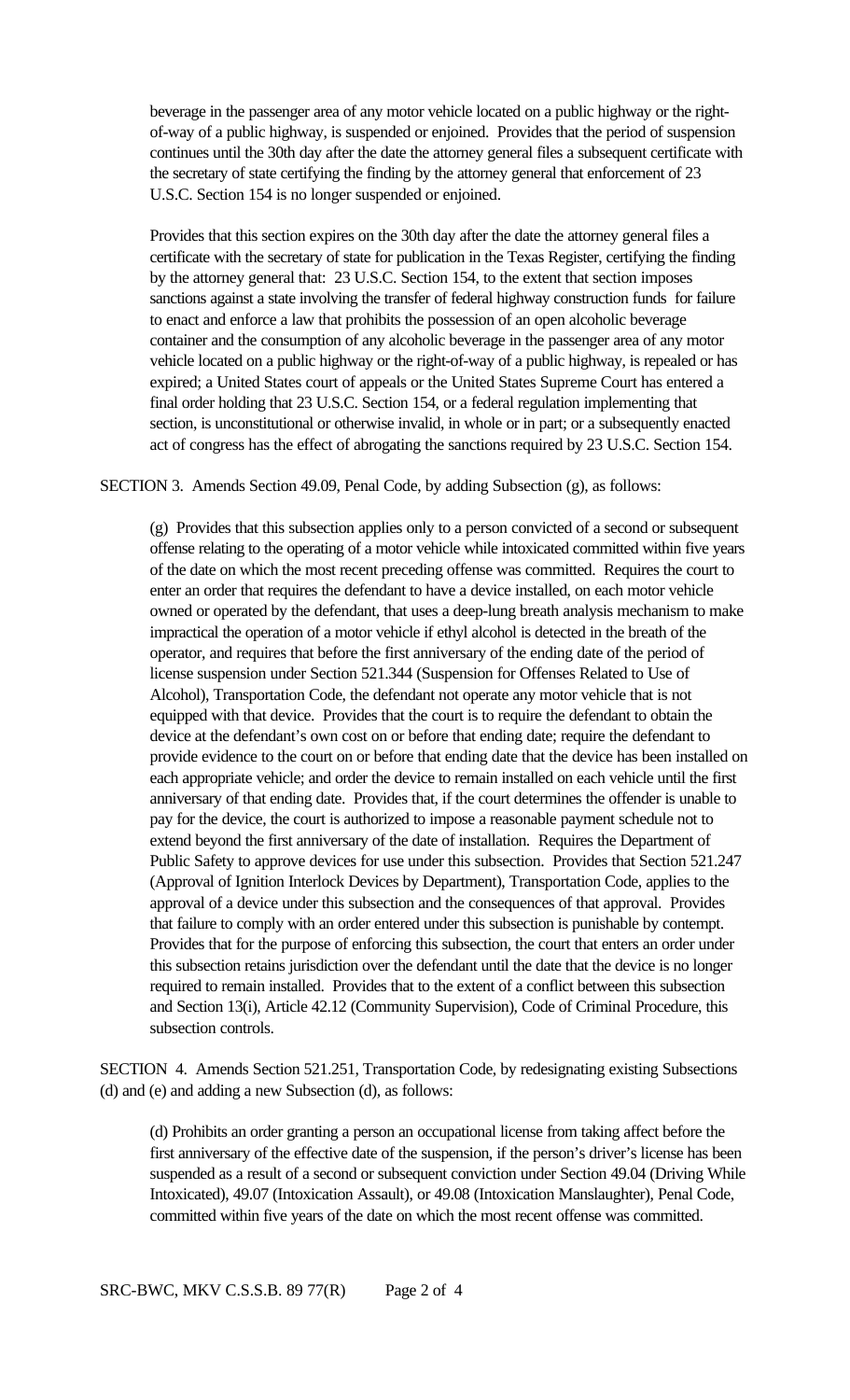beverage in the passenger area of any motor vehicle located on a public highway or the right-of-way of a public highway, is suspended or enjoined. Provides that the period of suspension continues until the 30th day after the date the attorney general files a subsequent certificate with the secretary of state certifying the finding by the attorney general that enforcement of 23 U.S.C. Section 154 is no longer suspended or enjoined.

Provides that this section expires on the 30th day after the date the attorney general files a certificate with the secretary of state for publication in the Texas Register, certifying the finding by the attorney general that: 23 U.S.C. Section 154, to the extent that section imposes sanctions against a state involving the transfer of federal highway construction funds for failure to enact and enforce a law that prohibits the possession of an open alcoholic beverage container and the consumption of any alcoholic beverage in the passenger area of any motor vehicle located on a public highway or the right-of-way of a public highway, is repealed or has expired; a United States court of appeals or the United States Supreme Court has entered a final order holding that 23 U.S.C. Section 154, or a federal regulation implementing that section, is unconstitutional or otherwise invalid, in whole or in part; or a subsequently enacted act of congress has the effect of abrogating the sanctions required by 23 U.S.C. Section 154.

SECTION 3. Amends Section 49.09, Penal Code, by adding Subsection (g), as follows:

(g) Provides that this subsection applies only to a person convicted of a second or subsequent offense relating to the operating of a motor vehicle while intoxicated committed within five years of the date on which the most recent preceding offense was committed. Requires the court to enter an order that requires the defendant to have a device installed, on each motor vehicle owned or operated by the defendant, that uses a deep-lung breath analysis mechanism to make impractical the operation of a motor vehicle if ethyl alcohol is detected in the breath of the operator, and requires that before the first anniversary of the ending date of the period of license suspension under Section 521.344 (Suspension for Offenses Related to Use of Alcohol), Transportation Code, the defendant not operate any motor vehicle that is not equipped with that device. Provides that the court is to require the defendant to obtain the device at the defendant's own cost on or before that ending date; require the defendant to provide evidence to the court on or before that ending date that the device has been installed on each appropriate vehicle; and order the device to remain installed on each vehicle until the first anniversary of that ending date. Provides that, if the court determines the offender is unable to pay for the device, the court is authorized to impose a reasonable payment schedule not to extend beyond the first anniversary of the date of installation. Requires the Department of Public Safety to approve devices for use under this subsection. Provides that Section 521.247 (Approval of Ignition Interlock Devices by Department), Transportation Code, applies to the approval of a device under this subsection and the consequences of that approval. Provides that failure to comply with an order entered under this subsection is punishable by contempt. Provides that for the purpose of enforcing this subsection, the court that enters an order under this subsection retains jurisdiction over the defendant until the date that the device is no longer required to remain installed. Provides that to the extent of a conflict between this subsection and Section 13(i), Article 42.12 (Community Supervision), Code of Criminal Procedure, this subsection controls.

SECTION 4. Amends Section 521.251, Transportation Code, by redesignating existing Subsections (d) and (e) and adding a new Subsection (d), as follows:

(d) Prohibits an order granting a person an occupational license from taking affect before the first anniversary of the effective date of the suspension, if the person's driver's license has been suspended as a result of a second or subsequent conviction under Section 49.04 (Driving While Intoxicated), 49.07 (Intoxication Assault), or 49.08 (Intoxication Manslaughter), Penal Code, committed within five years of the date on which the most recent offense was committed.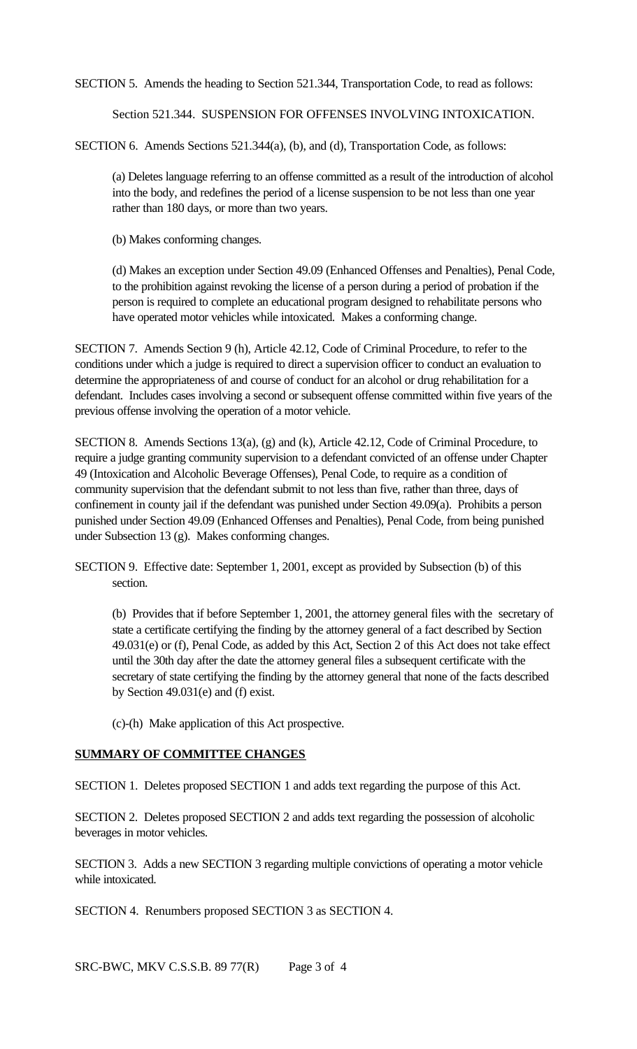SECTION 5. Amends the heading to Section 521.344, Transportation Code, to read as follows:

Section 521.344. SUSPENSION FOR OFFENSES INVOLVING INTOXICATION.

SECTION 6. Amends Sections 521.344(a), (b), and (d), Transportation Code, as follows:

(a) Deletes language referring to an offense committed as a result of the introduction of alcohol into the body, and redefines the period of a license suspension to be not less than one year rather than 180 days, or more than two years.

(b) Makes conforming changes.

(d) Makes an exception under Section 49.09 (Enhanced Offenses and Penalties), Penal Code, to the prohibition against revoking the license of a person during a period of probation if the person is required to complete an educational program designed to rehabilitate persons who have operated motor vehicles while intoxicated. Makes a conforming change.

SECTION 7. Amends Section 9 (h), Article 42.12, Code of Criminal Procedure, to refer to the conditions under which a judge is required to direct a supervision officer to conduct an evaluation to determine the appropriateness of and course of conduct for an alcohol or drug rehabilitation for a defendant. Includes cases involving a second or subsequent offense committed within five years of the previous offense involving the operation of a motor vehicle.

SECTION 8. Amends Sections 13(a), (g) and (k), Article 42.12, Code of Criminal Procedure, to require a judge granting community supervision to a defendant convicted of an offense under Chapter 49 (Intoxication and Alcoholic Beverage Offenses), Penal Code, to require as a condition of community supervision that the defendant submit to not less than five, rather than three, days of confinement in county jail if the defendant was punished under Section 49.09(a). Prohibits a person punished under Section 49.09 (Enhanced Offenses and Penalties), Penal Code, from being punished under Subsection 13 (g). Makes conforming changes.

SECTION 9. Effective date: September 1, 2001, except as provided by Subsection (b) of this section.

(b) Provides that if before September 1, 2001, the attorney general files with the secretary of state a certificate certifying the finding by the attorney general of a fact described by Section 49.031(e) or (f), Penal Code, as added by this Act, Section 2 of this Act does not take effect until the 30th day after the date the attorney general files a subsequent certificate with the secretary of state certifying the finding by the attorney general that none of the facts described by Section 49.031(e) and (f) exist.

(c)-(h) Make application of this Act prospective.

**SUMMARY OF COMMITTEE CHANGES**

SECTION 1. Deletes proposed SECTION 1 and adds text regarding the purpose of this Act.

SECTION 2. Deletes proposed SECTION 2 and adds text regarding the possession of alcoholic beverages in motor vehicles.

SECTION 3. Adds a new SECTION 3 regarding multiple convictions of operating a motor vehicle while intoxicated.

SECTION 4. Renumbers proposed SECTION 3 as SECTION 4.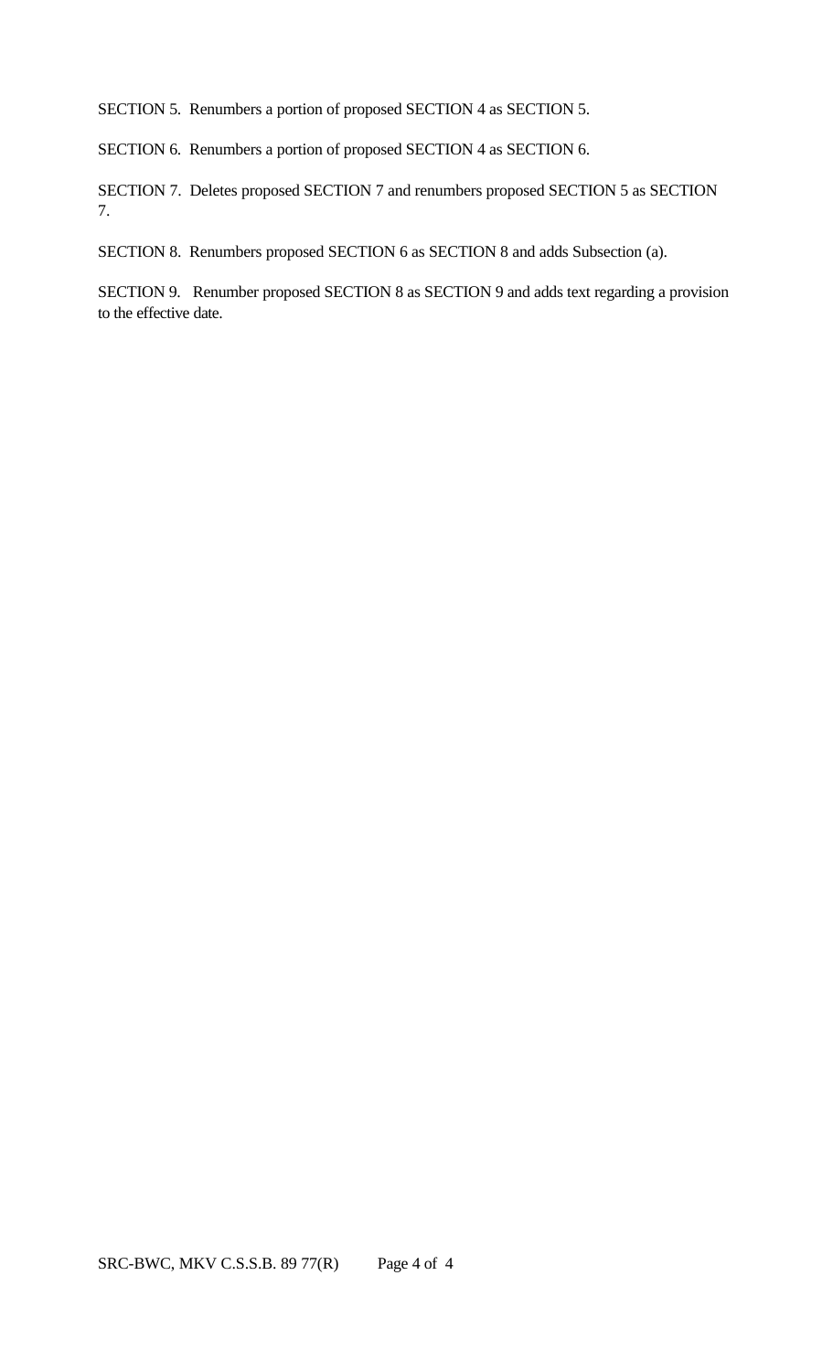SECTION 5. Renumbers a portion of proposed SECTION 4 as SECTION 5.

SECTION 6. Renumbers a portion of proposed SECTION 4 as SECTION 6.

SECTION 7. Deletes proposed SECTION 7 and renumbers proposed SECTION 5 as SECTION 7.

SECTION 8. Renumbers proposed SECTION 6 as SECTION 8 and adds Subsection (a).

SECTION 9. Renumber proposed SECTION 8 as SECTION 9 and adds text regarding a provision to the effective date.